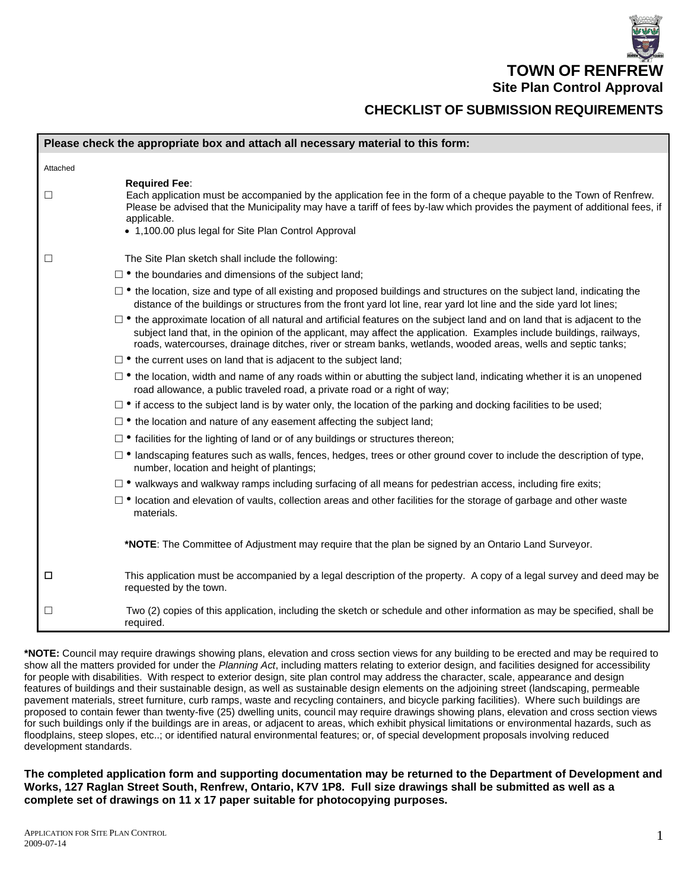# TOWN OF RENFREW

## Site Plan Control Approval

## CHECKLIST OF SUBMISSION REQUIREMENTS

**Please check the appropriate box and attach all necessary material to this form:**

Attached

☐ **Required Fee**:
Each application must be accompanied by the application fee in the form of a cheque payable to the Town of Renfrew. Please be advised that the Municipality may have a tariff of fees by-law which provides the payment of additional fees, if applicable.

- 1,100.00 plus legal for Site Plan Control Approval

☐ The Site Plan sketch shall include the following:

- ☐ the boundaries and dimensions of the subject land;
- ☐ the location, size and type of all existing and proposed buildings and structures on the subject land, indicating the distance of the buildings or structures from the front yard lot line, rear yard lot line and the side yard lot lines;
- ☐ the approximate location of all natural and artificial features on the subject land and on land that is adjacent to the subject land that, in the opinion of the applicant, may affect the application. Examples include buildings, railways, roads, watercourses, drainage ditches, river or stream banks, wetlands, wooded areas, wells and septic tanks;
- ☐ the current uses on land that is adjacent to the subject land;
- ☐ the location, width and name of any roads within or abutting the subject land, indicating whether it is an unopened road allowance, a public traveled road, a private road or a right of way;
- ☐ if access to the subject land is by water only, the location of the parking and docking facilities to be used;
- ☐ the location and nature of any easement affecting the subject land;
- ☐ facilities for the lighting of land or of any buildings or structures thereon;
- ☐ landscaping features such as walls, fences, hedges, trees or other ground cover to include the description of type, number, location and height of plantings;
- ☐ walkways and walkway ramps including surfacing of all means for pedestrian access, including fire exits;
- ☐ location and elevation of vaults, collection areas and other facilities for the storage of garbage and other waste materials.

**\*NOTE**: The Committee of Adjustment may require that the plan be signed by an Ontario Land Surveyor.

☐ This application must be accompanied by a legal description of the property. A copy of a legal survey and deed may be requested by the town.

☐ Two (2) copies of this application, including the sketch or schedule and other information as may be specified, shall be required.

**\*NOTE:** Council may require drawings showing plans, elevation and cross section views for any building to be erected and may be required to show all the matters provided for under the *Planning Act*, including matters relating to exterior design, and facilities designed for accessibility for people with disabilities. With respect to exterior design, site plan control may address the character, scale, appearance and design features of buildings and their sustainable design, as well as sustainable design elements on the adjoining street (landscaping, permeable pavement materials, street furniture, curb ramps, waste and recycling containers, and bicycle parking facilities). Where such buildings are proposed to contain fewer than twenty-five (25) dwelling units, council may require drawings showing plans, elevation and cross section views for such buildings only if the buildings are in areas, or adjacent to areas, which exhibit physical limitations or environmental hazards, such as floodplains, steep slopes, etc..; or identified natural environmental features; or, of special development proposals involving reduced development standards.

**The completed application form and supporting documentation may be returned to the Department of Development and Works, 127 Raglan Street South, Renfrew, Ontario, K7V 1P8. Full size drawings shall be submitted as well as a complete set of drawings on 11 x 17 paper suitable for photocopying purposes.**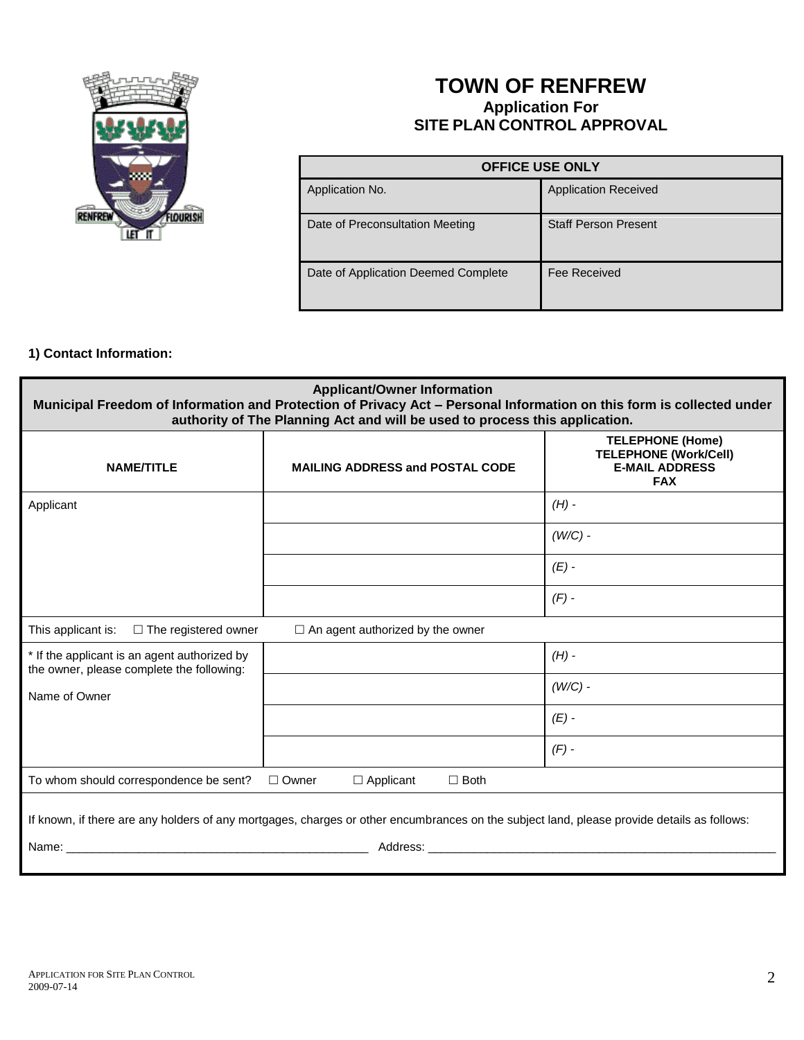# TOWN OF RENFREW

## Application For
## SITE PLAN CONTROL APPROVAL

| OFFICE USE ONLY | |
|---|---|
| Application No. | Application Received |
| Date of Preconsultation Meeting | Staff Person Present |
| Date of Application Deemed Complete | Fee Received |

**1) Contact Information:**

| **Applicant/Owner Information**<br>**Municipal Freedom of Information and Protection of Privacy Act – Personal Information on this form is collected under authority of The Planning Act and will be used to process this application.** | | |
|---|---|---|
| **NAME/TITLE** | **MAILING ADDRESS and POSTAL CODE** | **TELEPHONE (Home)**<br>**TELEPHONE (Work/Cell)**<br>**E-MAIL ADDRESS**<br>**FAX** |
| Applicant | | *(H) -* |
| | | *(W/C) -* |
| | | *(E) -* |
| | | *(F) -* |
| This applicant is: ☐ The registered owner | ☐ An agent authorized by the owner | |
| * If the applicant is an agent authorized by the owner, please complete the following:<br><br>Name of Owner | | *(H) -* |
| | | *(W/C) -* |
| | | *(E) -* |
| | | *(F) -* |
| To whom should correspondence be sent? ☐ Owner ☐ Applicant ☐ Both | | |

If known, if there are any holders of any mortgages, charges or other encumbrances on the subject land, please provide details as follows:

Name: _______________________________________________ Address: _______________________________________________________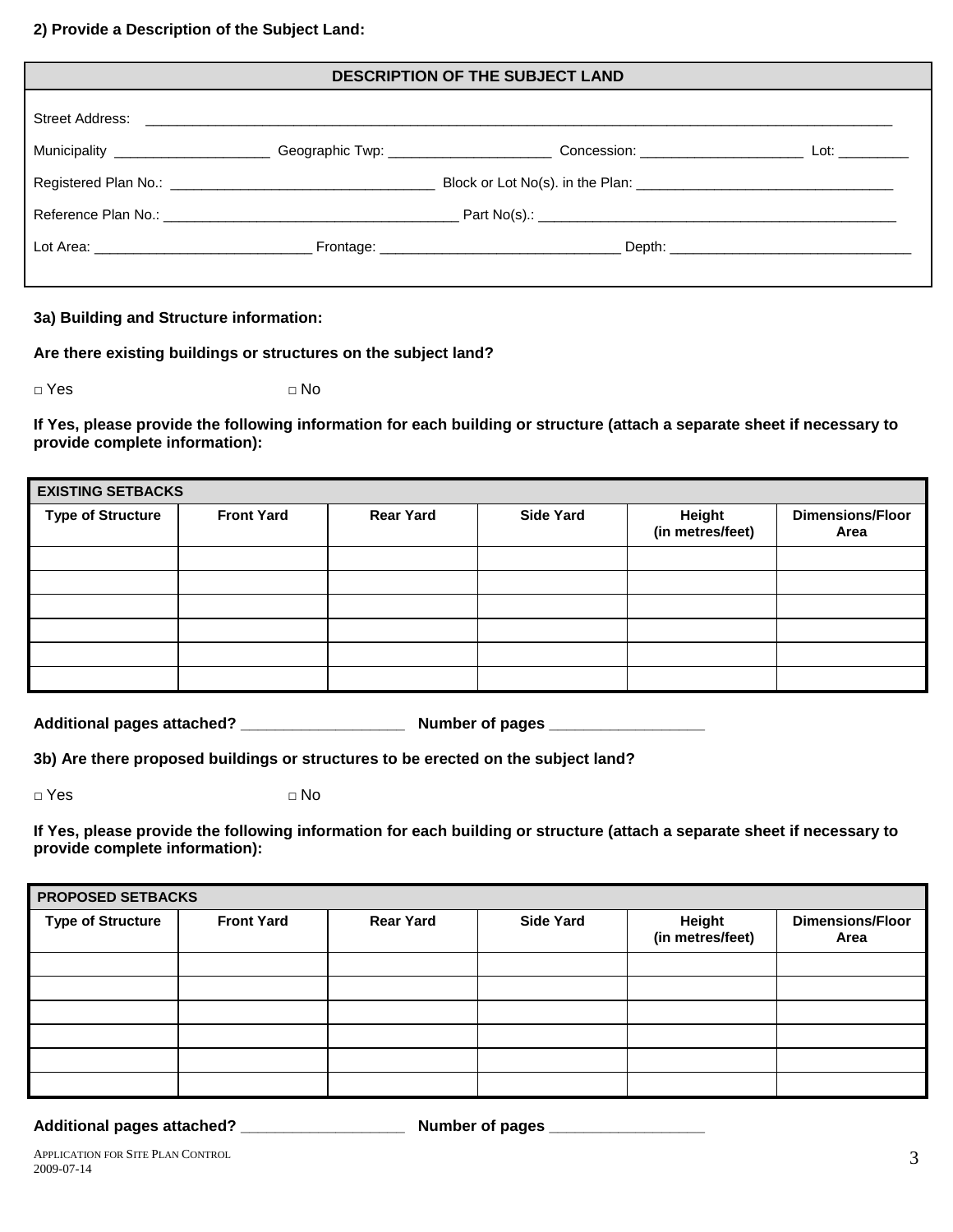**2) Provide a Description of the Subject Land:**

| DESCRIPTION OF THE SUBJECT LAND |
|---|
| Street Address: ____________________________________________ |
| Municipality ____________________ Geographic Twp: _____________________ Concession: _____________________ Lot: _________ |
| Registered Plan No.: __________________________________ Block or Lot No(s). in the Plan: _________________________________ |
| Reference Plan No.: ______________________________________ Part No(s).: _________________________________________________ |
| Lot Area: ____________________________ Frontage: ________________________________ Depth: ________________________________ |

**3a) Building and Structure information:**

**Are there existing buildings or structures on the subject land?**

□ Yes □ No

**If Yes, please provide the following information for each building or structure (attach a separate sheet if necessary to provide complete information):**

| EXISTING SETBACKS | | | | | |
|---|---|---|---|---|---|
| **Type of Structure** | **Front Yard** | **Rear Yard** | **Side Yard** | **Height (in metres/feet)** | **Dimensions/Floor Area** |
| | | | | | |
| | | | | | |
| | | | | | |
| | | | | | |
| | | | | | |
| | | | | | |

**Additional pages attached? ___________________ Number of pages __________________**

**3b) Are there proposed buildings or structures to be erected on the subject land?**

□ Yes □ No

**If Yes, please provide the following information for each building or structure (attach a separate sheet if necessary to provide complete information):**

| PROPOSED SETBACKS | | | | | |
|---|---|---|---|---|---|
| **Type of Structure** | **Front Yard** | **Rear Yard** | **Side Yard** | **Height (in metres/feet)** | **Dimensions/Floor Area** |
| | | | | | |
| | | | | | |
| | | | | | |
| | | | | | |
| | | | | | |
| | | | | | |

**Additional pages attached? ___________________ Number of pages __________________**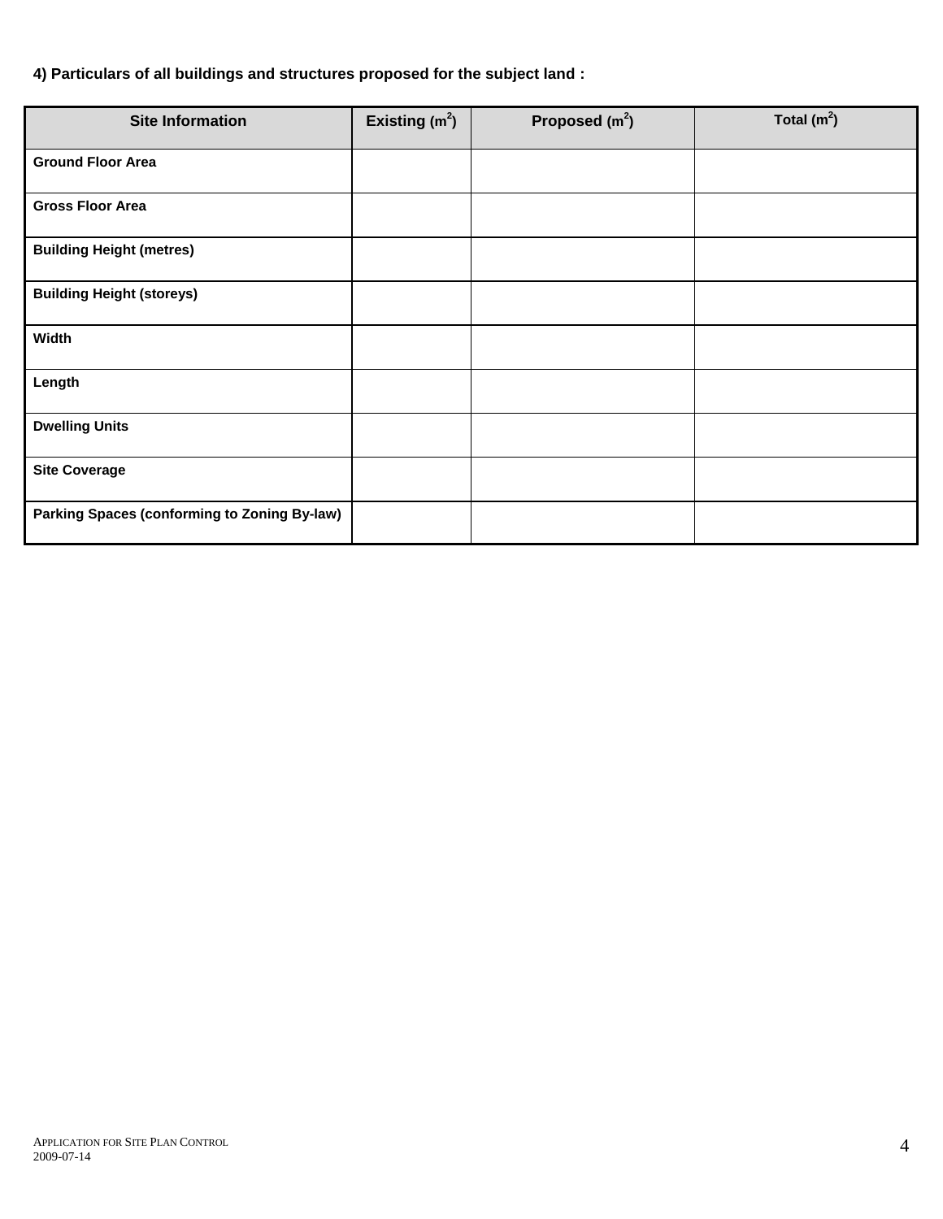**4) Particulars of all buildings and structures proposed for the subject land :**

| Site Information | Existing ($m^2$) | Proposed ($m^2$) | Total ($m^2$) |
|---|---|---|---|
| **Ground Floor Area** | | | |
| **Gross Floor Area** | | | |
| **Building Height (metres)** | | | |
| **Building Height (storeys)** | | | |
| **Width** | | | |
| **Length** | | | |
| **Dwelling Units** | | | |
| **Site Coverage** | | | |
| **Parking Spaces (conforming to Zoning By-law)** | | | |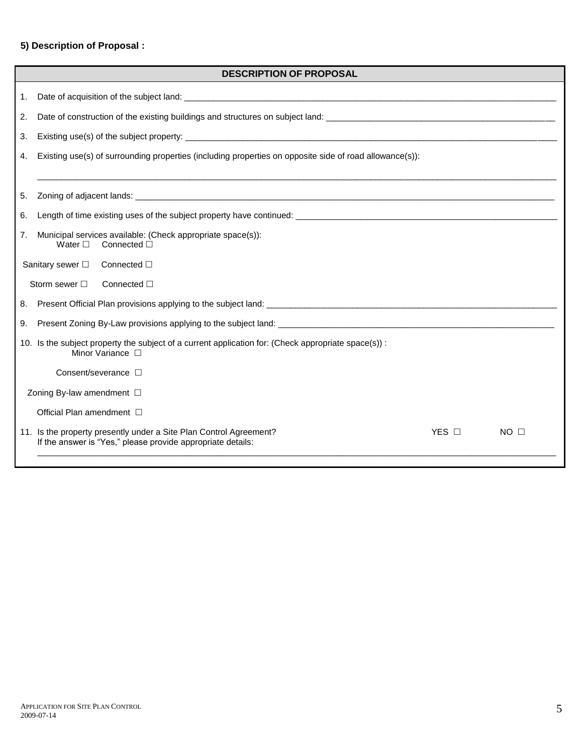**5) Description of Proposal :**

| DESCRIPTION OF PROPOSAL |
|---|
| 1. Date of acquisition of the subject land: ______________________________ |
| 2. Date of construction of the existing buildings and structures on subject land: ______________________________ |
| 3. Existing use(s) of the subject property: ______________________________ |
| 4. Existing use(s) of surrounding properties (including properties on opposite side of road allowance(s)): ______________________________ |
| 5. Zoning of adjacent lands: ______________________________ |
| 6. Length of time existing uses of the subject property have continued: ______________________________ |
| 7. Municipal services available: (Check appropriate space(s)):<br>Water ☐ Connected ☐<br>Sanitary sewer ☐ Connected ☐<br>Storm sewer ☐ Connected ☐ |
| 8. Present Official Plan provisions applying to the subject land: ______________________________ |
| 9. Present Zoning By-Law provisions applying to the subject land: ______________________________ |
| 10. Is the subject property the subject of a current application for: (Check appropriate space(s)) :<br>Minor Variance ☐<br>Consent/severance ☐<br>Zoning By-law amendment ☐<br>Official Plan amendment ☐ |
| 11. Is the property presently under a Site Plan Control Agreement? YES ☐ NO ☐<br>If the answer is "Yes," please provide appropriate details: ______________________________ |

APPLICATION FOR SITE PLAN CONTROL
2009-07-14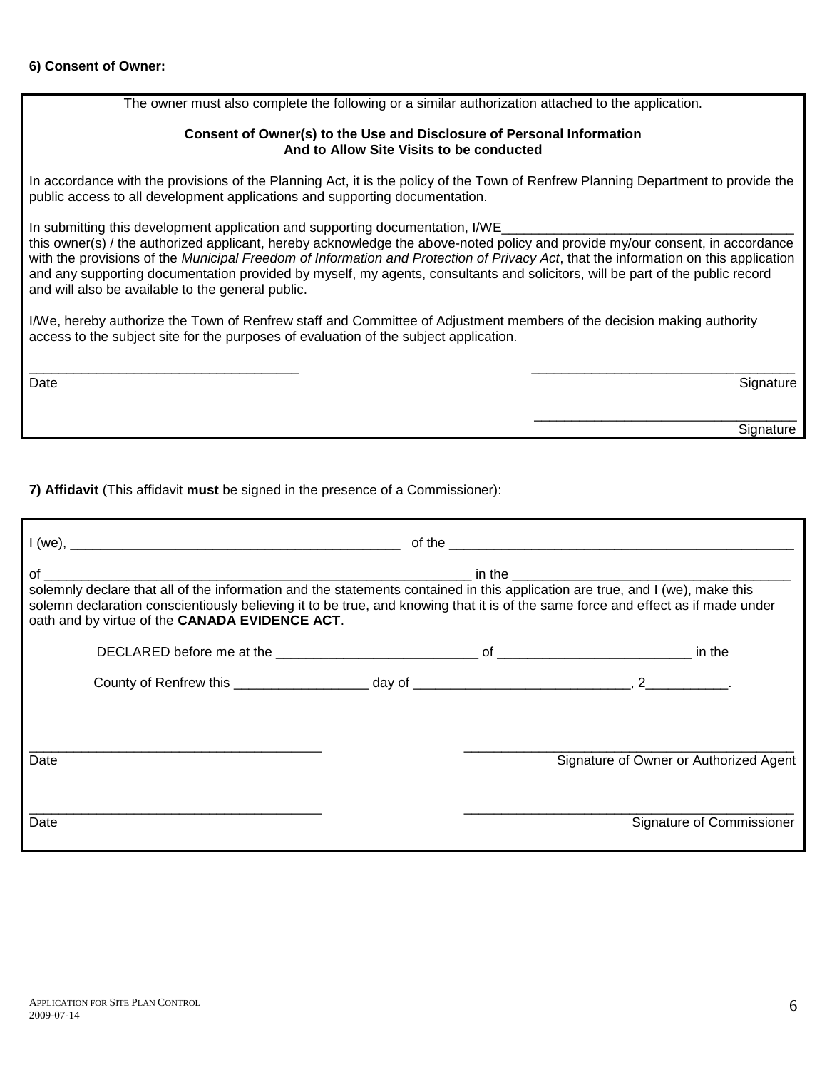**6) Consent of Owner:**

The owner must also complete the following or a similar authorization attached to the application.

**Consent of Owner(s) to the Use and Disclosure of Personal Information And to Allow Site Visits to be conducted**

In accordance with the provisions of the Planning Act, it is the policy of the Town of Renfrew Planning Department to provide the public access to all development applications and supporting documentation.

In submitting this development application and supporting documentation, I/WE________________________________________ this owner(s) / the authorized applicant, hereby acknowledge the above-noted policy and provide my/our consent, in accordance with the provisions of the *Municipal Freedom of Information and Protection of Privacy Act*, that the information on this application and any supporting documentation provided by myself, my agents, consultants and solicitors, will be part of the public record and will also be available to the general public.

I/We, hereby authorize the Town of Renfrew staff and Committee of Adjustment members of the decision making authority access to the subject site for the purposes of evaluation of the subject application.

____________________________________ ____________________________________
Date Signature

____________________________________
Signature

**7) Affidavit** (This affidavit **must** be signed in the presence of a Commissioner):

I (we), ____________________________________________ of the ______________________________________________

of ________________________________________________________ in the ____________________________________
solemnly declare that all of the information and the statements contained in this application are true, and I (we), make this solemn declaration conscientiously believing it to be true, and knowing that it is of the same force and effect as if made under oath and by virtue of the **CANADA EVIDENCE ACT**.

DECLARED before me at the ___________________________ of _________________________ in the

County of Renfrew this _________________ day of ____________________________, 2__________.

______________________________________ ____________________________________________
Date Signature of Owner or Authorized Agent

______________________________________ ____________________________________________
Date Signature of Commissioner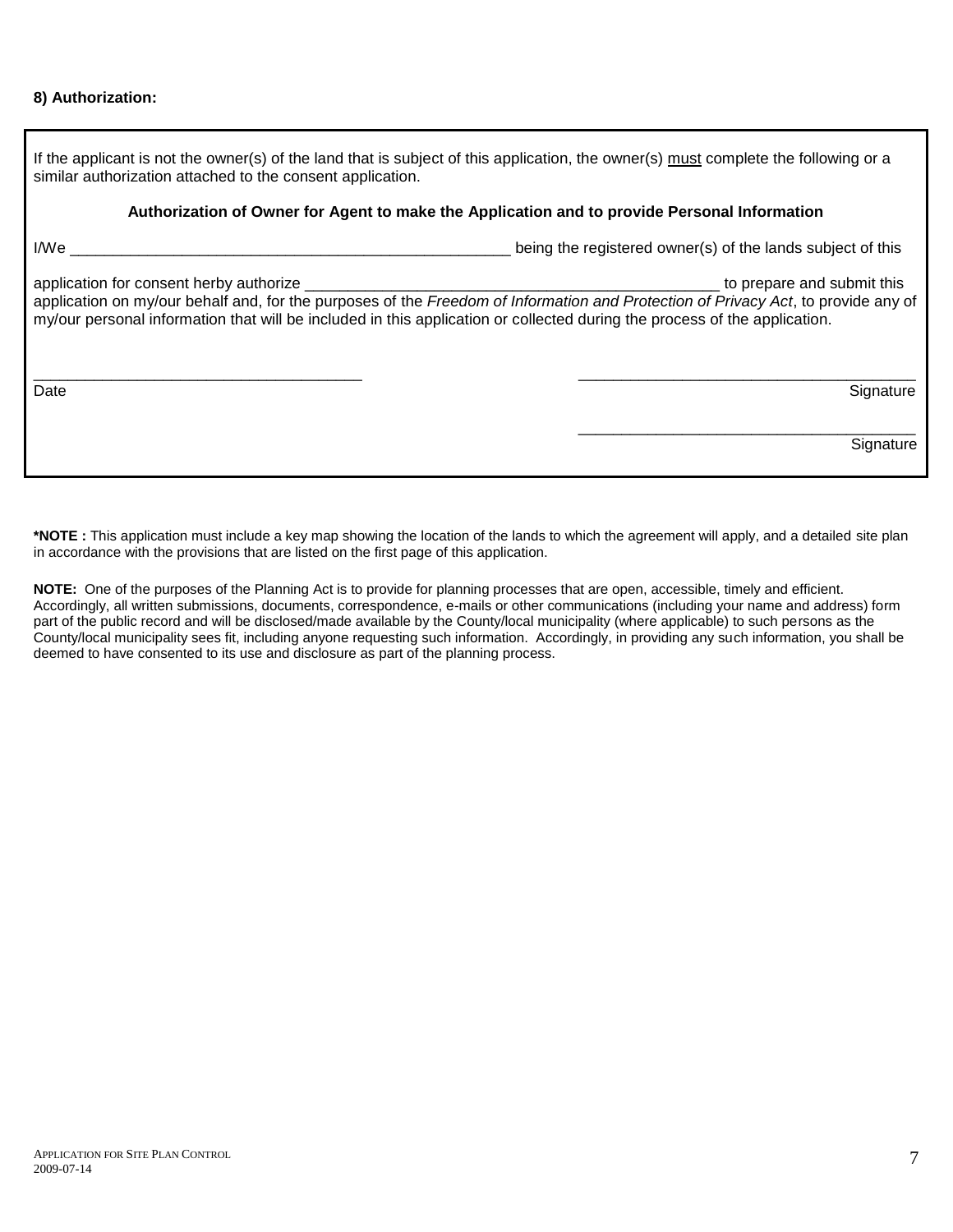**8) Authorization:**

If the applicant is not the owner(s) of the land that is subject of this application, the owner(s) <u>must</u> complete the following or a similar authorization attached to the consent application.

**Authorization of Owner for Agent to make the Application and to provide Personal Information**

I/We ____________________________________________________ being the registered owner(s) of the lands subject of this

application for consent herby authorize _________________________________________________ to prepare and submit this application on my/our behalf and, for the purposes of the *Freedom of Information and Protection of Privacy Act*, to provide any of my/our personal information that will be included in this application or collected during the process of the application.

_______________________________________ Date

_______________________________________ Signature

_______________________________________ Signature

**\*NOTE :** This application must include a key map showing the location of the lands to which the agreement will apply, and a detailed site plan in accordance with the provisions that are listed on the first page of this application.

**NOTE:** One of the purposes of the Planning Act is to provide for planning processes that are open, accessible, timely and efficient. Accordingly, all written submissions, documents, correspondence, e-mails or other communications (including your name and address) form part of the public record and will be disclosed/made available by the County/local municipality (where applicable) to such persons as the County/local municipality sees fit, including anyone requesting such information. Accordingly, in providing any such information, you shall be deemed to have consented to its use and disclosure as part of the planning process.